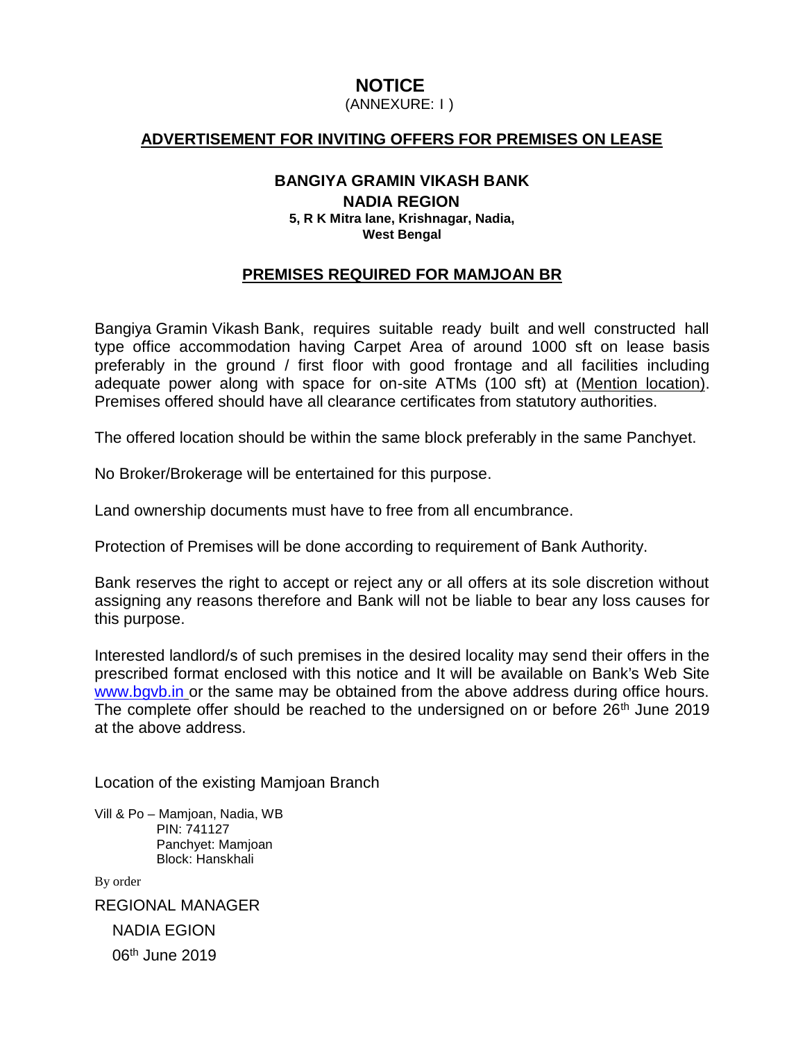# NOTICE

(ANNEXURE: I )

## ADVERTISEMENT FOR INVITING OFFERS FOR PREMISES ON LEASE

**BANGIYA GRAMIN VIKASH BANK**

**NADIA REGION**

**5, R K Mitra lane, Krishnagar, Nadia,**
**West Bengal**

## PREMISES REQUIRED FOR MAMJOAN BR

Bangiya Gramin Vikash Bank, requires suitable ready built and well constructed hall type office accommodation having Carpet Area of around 1000 sft on lease basis preferably in the ground / first floor with good frontage and all facilities including adequate power along with space for on-site ATMs (100 sft) at (Mention location). Premises offered should have all clearance certificates from statutory authorities.

The offered location should be within the same block preferably in the same Panchyet.

No Broker/Brokerage will be entertained for this purpose.

Land ownership documents must have to free from all encumbrance.

Protection of Premises will be done according to requirement of Bank Authority.

Bank reserves the right to accept or reject any or all offers at its sole discretion without assigning any reasons therefore and Bank will not be liable to bear any loss causes for this purpose.

Interested landlord/s of such premises in the desired locality may send their offers in the prescribed format enclosed with this notice and It will be available on Bank's Web Site www.bgvb.in or the same may be obtained from the above address during office hours. The complete offer should be reached to the undersigned on or before 26th June 2019 at the above address.

Location of the existing Mamjoan Branch

Vill & Po – Mamjoan, Nadia, WB
PIN: 741127
Panchyet: Mamjoan
Block: Hanskhali

By order

REGIONAL MANAGER

NADIA EGION

06th June 2019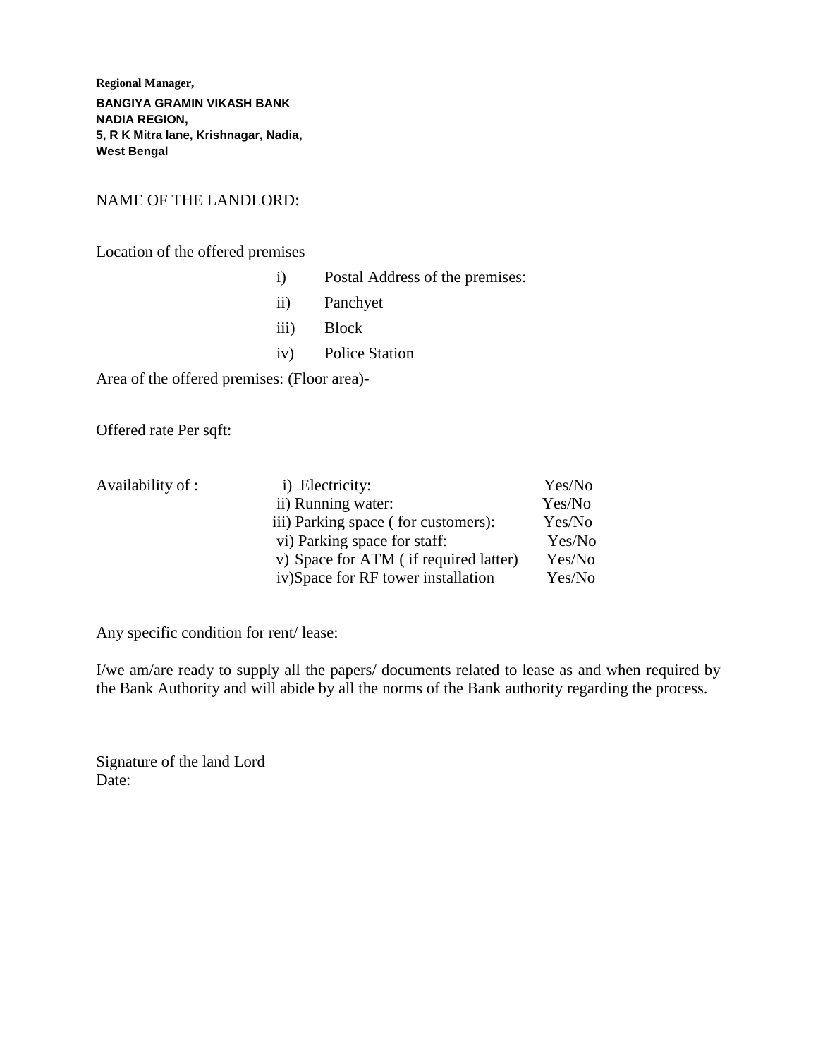**Regional Manager,**

**BANGIYA GRAMIN VIKASH BANK**
**NADIA REGION,**
**5, R K Mitra lane, Krishnagar, Nadia,**
**West Bengal**

NAME OF THE LANDLORD:

Location of the offered premises

i) Postal Address of the premises:

ii) Panchyet

iii) Block

iv) Police Station

Area of the offered premises: (Floor area)-

Offered rate Per sqft:

| | | |
|---|---|---|
| Availability of : | i) Electricity: | Yes/No |
| | ii) Running water: | Yes/No |
| | iii) Parking space ( for customers): | Yes/No |
| | vi) Parking space for staff: | Yes/No |
| | v) Space for ATM ( if required latter) | Yes/No |
| | iv)Space for RF tower installation | Yes/No |

Any specific condition for rent/ lease:

I/we am/are ready to supply all the papers/ documents related to lease as and when required by the Bank Authority and will abide by all the norms of the Bank authority regarding the process.

Signature of the land Lord
Date: